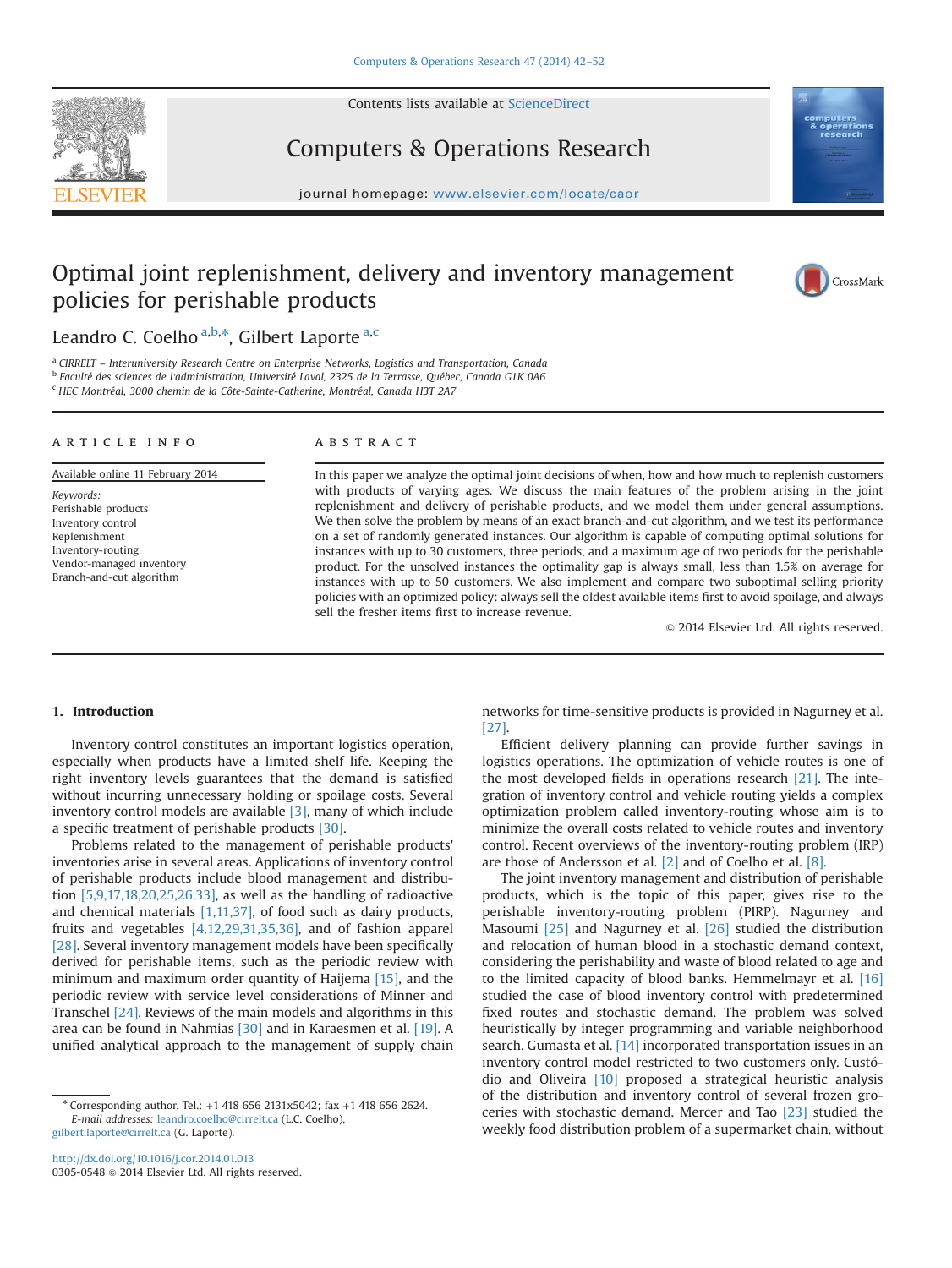# Optimal joint replenishment, delivery and inventory management policies for perishable products

Leandro C. Coelho [a,b,*], Gilbert Laporte [a,c]

[a] CIRRELT – Interuniversity Research Centre on Enterprise Networks, Logistics and Transportation, Canada
[b] Faculté des sciences de l'administration, Université Laval, 2325 de la Terrasse, Québec, Canada G1K 0A6
[c] HEC Montréal, 3000 chemin de la Côte-Sainte-Catherine, Montréal, Canada H3T 2A7

## ARTICLE INFO

Available online 11 February 2014

*Keywords:*
Perishable products
Inventory control
Replenishment
Inventory-routing
Vendor-managed inventory
Branch-and-cut algorithm

## ABSTRACT

In this paper we analyze the optimal joint decisions of when, how and how much to replenish customers with products of varying ages. We discuss the main features of the problem arising in the joint replenishment and delivery of perishable products, and we model them under general assumptions. We then solve the problem by means of an exact branch-and-cut algorithm, and we test its performance on a set of randomly generated instances. Our algorithm is capable of computing optimal solutions for instances with up to 30 customers, three periods, and a maximum age of two periods for the perishable product. For the unsolved instances the optimality gap is always small, less than 1.5% on average for instances with up to 50 customers. We also implement and compare two suboptimal selling priority policies with an optimized policy: always sell the oldest available items first to avoid spoilage, and always sell the fresher items first to increase revenue.

© 2014 Elsevier Ltd. All rights reserved.

## 1. Introduction

Inventory control constitutes an important logistics operation, especially when products have a limited shelf life. Keeping the right inventory levels guarantees that the demand is satisfied without incurring unnecessary holding or spoilage costs. Several inventory control models are available [3], many of which include a specific treatment of perishable products [30].

Problems related to the management of perishable products' inventories arise in several areas. Applications of inventory control of perishable products include blood management and distribution [5,9,17,18,20,25,26,33], as well as the handling of radioactive and chemical materials [1,11,37], of food such as dairy products, fruits and vegetables [4,12,29,31,35,36], and of fashion apparel [28]. Several inventory management models have been specifically derived for perishable items, such as the periodic review with minimum and maximum order quantity of Haijema [15], and the periodic review with service level considerations of Minner and Transchel [24]. Reviews of the main models and algorithms in this area can be found in Nahmias [30] and in Karaesmen et al. [19]. A unified analytical approach to the management of supply chain networks for time-sensitive products is provided in Nagurney et al. [27].

Efficient delivery planning can provide further savings in logistics operations. The optimization of vehicle routes is one of the most developed fields in operations research [21]. The integration of inventory control and vehicle routing yields a complex optimization problem called inventory-routing whose aim is to minimize the overall costs related to vehicle routes and inventory control. Recent overviews of the inventory-routing problem (IRP) are those of Andersson et al. [2] and of Coelho et al. [8].

The joint inventory management and distribution of perishable products, which is the topic of this paper, gives rise to the perishable inventory-routing problem (PIRP). Nagurney and Masoumi [25] and Nagurney et al. [26] studied the distribution and relocation of human blood in a stochastic demand context, considering the perishability and waste of blood related to age and to the limited capacity of blood banks. Hemmelmayr et al. [16] studied the case of blood inventory control with predetermined fixed routes and stochastic demand. The problem was solved heuristically by integer programming and variable neighborhood search. Gumasta et al. [14] incorporated transportation issues in an inventory control model restricted to two customers only. Custódio and Oliveira [10] proposed a strategical heuristic analysis of the distribution and inventory control of several frozen groceries with stochastic demand. Mercer and Tao [23] studied the weekly food distribution problem of a supermarket chain, without

* Corresponding author. Tel.: +1 418 656 2131x5042; fax +1 418 656 2624.
*E-mail addresses:* leandro.coelho@cirrelt.ca (L.C. Coelho), gilbert.laporte@cirrelt.ca (G. Laporte).

http://dx.doi.org/10.1016/j.cor.2014.01.013
0305-0548 © 2014 Elsevier Ltd. All rights reserved.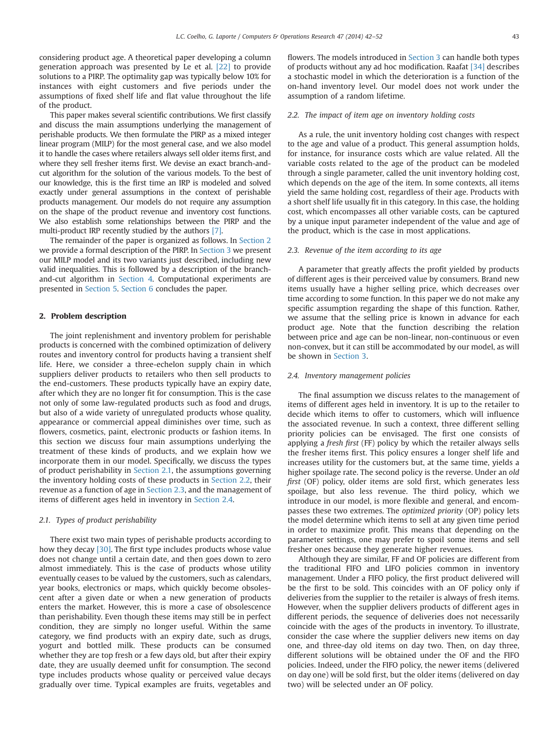considering product age. A theoretical paper developing a column generation approach was presented by Le et al. [22] to provide solutions to a PIRP. The optimality gap was typically below 10% for instances with eight customers and five periods under the assumptions of fixed shelf life and flat value throughout the life of the product.

This paper makes several scientific contributions. We first classify and discuss the main assumptions underlying the management of perishable products. We then formulate the PIRP as a mixed integer linear program (MILP) for the most general case, and we also model it to handle the cases where retailers always sell older items first, and where they sell fresher items first. We devise an exact branch-and-cut algorithm for the solution of the various models. To the best of our knowledge, this is the first time an IRP is modeled and solved exactly under general assumptions in the context of perishable products management. Our models do not require any assumption on the shape of the product revenue and inventory cost functions. We also establish some relationships between the PIRP and the multi-product IRP recently studied by the authors [7].

The remainder of the paper is organized as follows. In Section 2 we provide a formal description of the PIRP. In Section 3 we present our MILP model and its two variants just described, including new valid inequalities. This is followed by a description of the branch-and-cut algorithm in Section 4. Computational experiments are presented in Section 5. Section 6 concludes the paper.

## 2. Problem description

The joint replenishment and inventory problem for perishable products is concerned with the combined optimization of delivery routes and inventory control for products having a transient shelf life. Here, we consider a three-echelon supply chain in which suppliers deliver products to retailers who then sell products to the end-customers. These products typically have an expiry date, after which they are no longer fit for consumption. This is the case not only of some law-regulated products such as food and drugs, but also of a wide variety of unregulated products whose quality, appearance or commercial appeal diminishes over time, such as flowers, cosmetics, paint, electronic products or fashion items. In this section we discuss four main assumptions underlying the treatment of these kinds of products, and we explain how we incorporate them in our model. Specifically, we discuss the types of product perishability in Section 2.1, the assumptions governing the inventory holding costs of these products in Section 2.2, their revenue as a function of age in Section 2.3, and the management of items of different ages held in inventory in Section 2.4.

### 2.1. Types of product perishability

There exist two main types of perishable products according to how they decay [30]. The first type includes products whose value does not change until a certain date, and then goes down to zero almost immediately. This is the case of products whose utility eventually ceases to be valued by the customers, such as calendars, year books, electronics or maps, which quickly become obsolescent after a given date or when a new generation of products enters the market. However, this is more a case of obsolescence than perishability. Even though these items may still be in perfect condition, they are simply no longer useful. Within the same category, we find products with an expiry date, such as drugs, yogurt and bottled milk. These products can be consumed whether they are top fresh or a few days old, but after their expiry date, they are usually deemed unfit for consumption. The second type includes products whose quality or perceived value decays gradually over time. Typical examples are fruits, vegetables and flowers. The models introduced in Section 3 can handle both types of products without any ad hoc modification. Raafat [34] describes a stochastic model in which the deterioration is a function of the on-hand inventory level. Our model does not work under the assumption of a random lifetime.

### 2.2. The impact of item age on inventory holding costs

As a rule, the unit inventory holding cost changes with respect to the age and value of a product. This general assumption holds, for instance, for insurance costs which are value related. All the variable costs related to the age of the product can be modeled through a single parameter, called the unit inventory holding cost, which depends on the age of the item. In some contexts, all items yield the same holding cost, regardless of their age. Products with a short shelf life usually fit in this category. In this case, the holding cost, which encompasses all other variable costs, can be captured by a unique input parameter independent of the value and age of the product, which is the case in most applications.

### 2.3. Revenue of the item according to its age

A parameter that greatly affects the profit yielded by products of different ages is their perceived value by consumers. Brand new items usually have a higher selling price, which decreases over time according to some function. In this paper we do not make any specific assumption regarding the shape of this function. Rather, we assume that the selling price is known in advance for each product age. Note that the function describing the relation between price and age can be non-linear, non-continuous or even non-convex, but it can still be accommodated by our model, as will be shown in Section 3.

### 2.4. Inventory management policies

The final assumption we discuss relates to the management of items of different ages held in inventory. It is up to the retailer to decide which items to offer to customers, which will influence the associated revenue. In such a context, three different selling priority policies can be envisaged. The first one consists of applying a *fresh first* (FF) policy by which the retailer always sells the fresher items first. This policy ensures a longer shelf life and increases utility for the customers but, at the same time, yields a higher spoilage rate. The second policy is the reverse. Under an *old first* (OF) policy, older items are sold first, which generates less spoilage, but also less revenue. The third policy, which we introduce in our model, is more flexible and general, and encompasses these two extremes. The *optimized priority* (OP) policy lets the model determine which items to sell at any given time period in order to maximize profit. This means that depending on the parameter settings, one may prefer to spoil some items and sell fresher ones because they generate higher revenues.

Although they are similar, FF and OF policies are different from the traditional FIFO and LIFO policies common in inventory management. Under a FIFO policy, the first product delivered will be the first to be sold. This coincides with an OF policy only if deliveries from the supplier to the retailer is always of fresh items. However, when the supplier delivers products of different ages in different periods, the sequence of deliveries does not necessarily coincide with the ages of the products in inventory. To illustrate, consider the case where the supplier delivers new items on day one, and three-day old items on day two. Then, on day three, different solutions will be obtained under the OF and the FIFO policies. Indeed, under the FIFO policy, the newer items (delivered on day one) will be sold first, but the older items (delivered on day two) will be selected under an OF policy.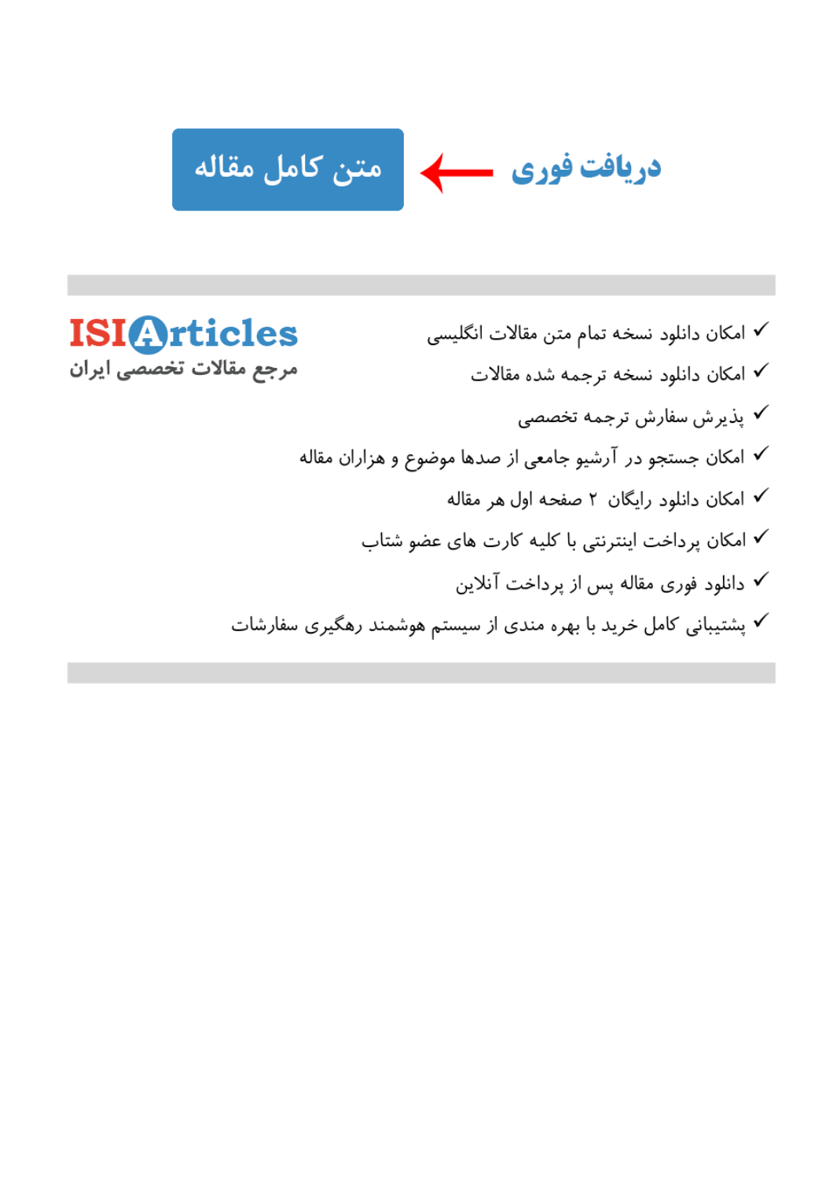دریافت فوری ← **متن کامل مقاله**

**ISIArticles**
مرجع مقالات تخصصی ایران

- ✓ امکان دانلود نسخه تمام متن مقالات انگلیسی
- ✓ امکان دانلود نسخه ترجمه شده مقالات
- ✓ پذیرش سفارش ترجمه تخصصی
- ✓ امکان جستجو در آرشیو جامعی از صدها موضوع و هزاران مقاله
- ✓ امکان دانلود رایگان ۲ صفحه اول هر مقاله
- ✓ امکان پرداخت اینترنتی با کلیه کارت های عضو شتاب
- ✓ دانلود فوری مقاله پس از پرداخت آنلاین
- ✓ پشتیبانی کامل خرید با بهره مندی از سیستم هوشمند رهگیری سفارشات